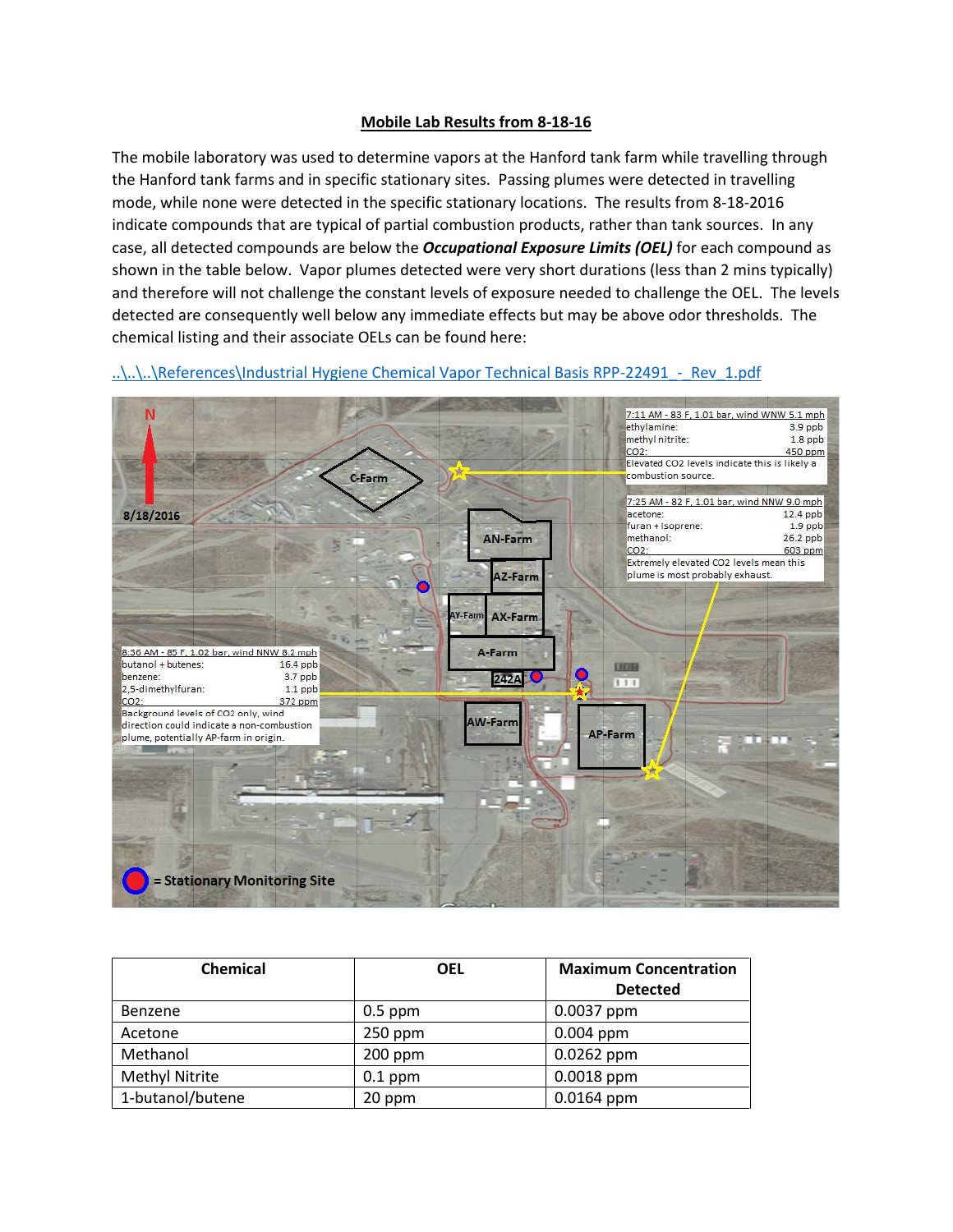## Mobile Lab Results from 8-18-16

The mobile laboratory was used to determine vapors at the Hanford tank farm while travelling through the Hanford tank farms and in specific stationary sites. Passing plumes were detected in travelling mode, while none were detected in the specific stationary locations. The results from 8-18-2016 indicate compounds that are typical of partial combustion products, rather than tank sources. In any case, all detected compounds are below the ***Occupational Exposure Limits (OEL)*** for each compound as shown in the table below. Vapor plumes detected were very short durations (less than 2 mins typically) and therefore will not challenge the constant levels of exposure needed to challenge the OEL. The levels detected are consequently well below any immediate effects but may be above odor thresholds. The chemical listing and their associate OELs can be found here:

..\..\..\References\Industrial Hygiene Chemical Vapor Technical Basis RPP-22491_-_Rev_1.pdf

N

8/18/2016

C-Farm, AN-Farm, AZ-Farm, AY-Farm, AX-Farm, A-Farm, 242A, AW-Farm, AP-Farm

7:11 AM - 83 F, 1.01 bar, wind WNW 5.1 mph

| | |
|---|---|
| ethylamine: | 3.9 ppb |
| methyl nitrite: | 1.8 ppb |
| CO2: | 450 ppm |

Elevated CO2 levels indicate this is likely a combustion source.

7:25 AM - 82 F, 1.01 bar, wind NNW 9.0 mph

| | |
|---|---|
| acetone: | 12.4 ppb |
| furan + isoprene: | 1.9 ppb |
| methanol: | 26.2 ppb |
| CO2: | 603 ppm |

Extremely elevated CO2 levels mean this plume is most probably exhaust.

8:36 AM - 85 F, 1.02 bar, wind NNW 8.2 mph

| | |
|---|---|
| butanol + butenes: | 16.4 ppb |
| benzene: | 3.7 ppb |
| 2,5-dimethylfuran: | 1.1 ppb |
| CO2: | 372 ppm |

Background levels of CO2 only, wind direction could indicate a non-combustion plume, potentially AP-farm in origin.

= Stationary Monitoring Site

| Chemical | OEL | Maximum Concentration Detected |
|---|---|---|
| Benzene | 0.5 ppm | 0.0037 ppm |
| Acetone | 250 ppm | 0.004 ppm |
| Methanol | 200 ppm | 0.0262 ppm |
| Methyl Nitrite | 0.1 ppm | 0.0018 ppm |
| 1-butanol/butene | 20 ppm | 0.0164 ppm |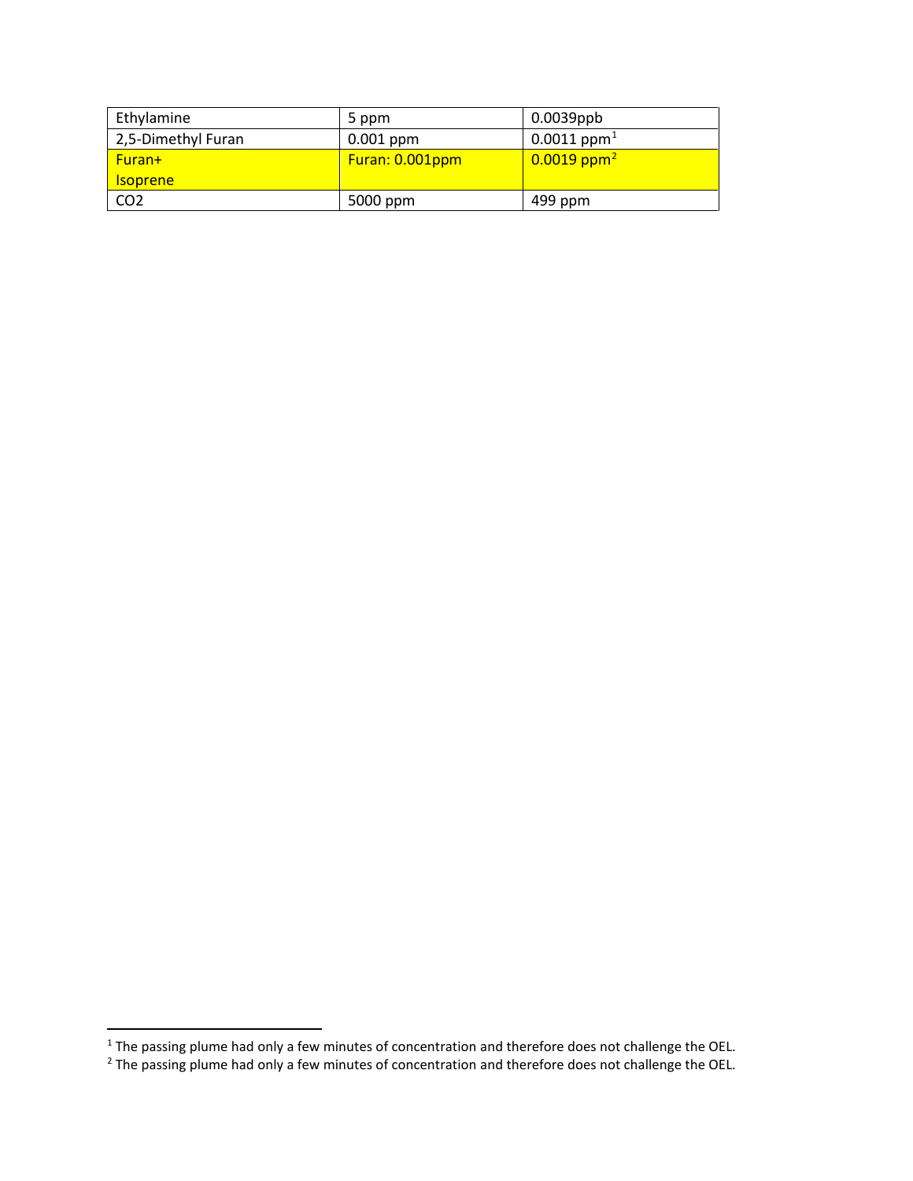| | | |
|---|---|---|
| Ethylamine | 5 ppm | 0.0039ppb |
| 2,5-Dimethyl Furan | 0.001 ppm | 0.0011 ppm[1] |
| Furan+ Isoprene | Furan: 0.001ppm | 0.0019 ppm[2] |
| $CO_2$ | 5000 ppm | 499 ppm |

[1] The passing plume had only a few minutes of concentration and therefore does not challenge the OEL.

[2] The passing plume had only a few minutes of concentration and therefore does not challenge the OEL.